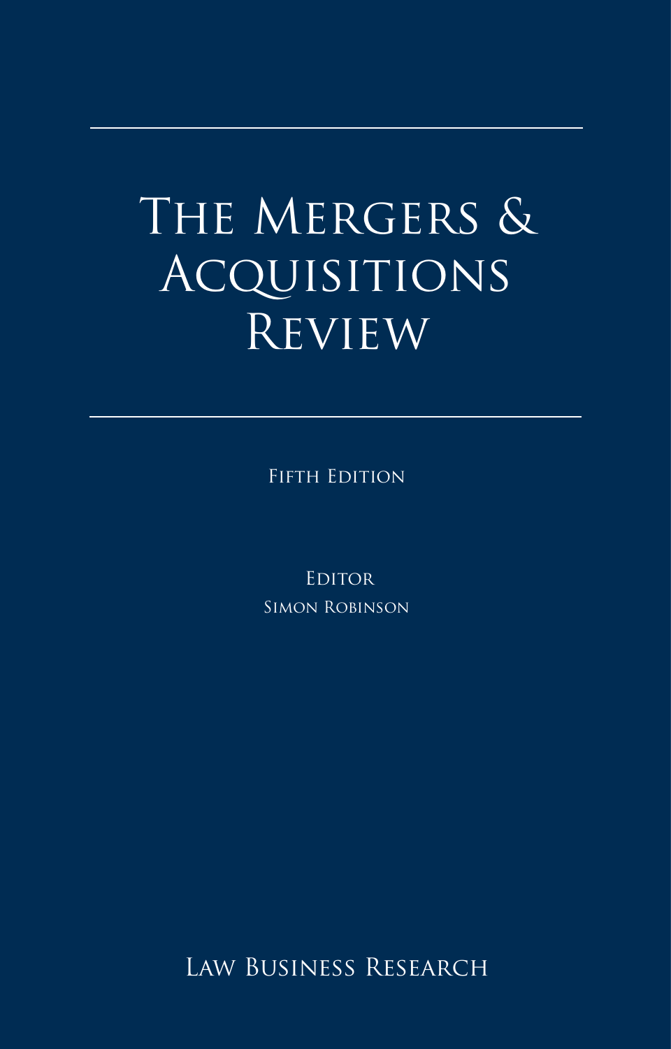# The Mergers & Acquisitions Review

Fifth Edition

Editor

Simon Robinson

Law Business Research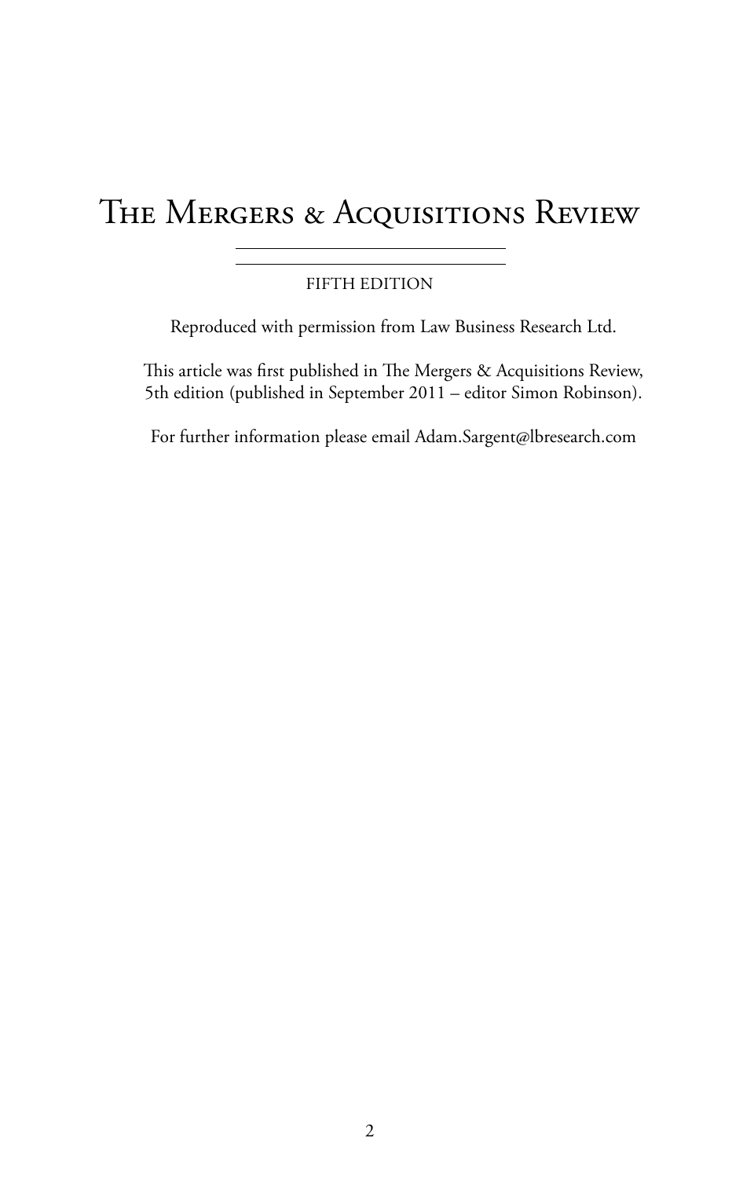# The Mergers & Acquisitions Review

FIFTH EDITION

Reproduced with permission from Law Business Research Ltd.

This article was first published in The Mergers & Acquisitions Review, 5th edition (published in September 2011 – editor Simon Robinson).

For further information please email Adam.Sargent@lbresearch.com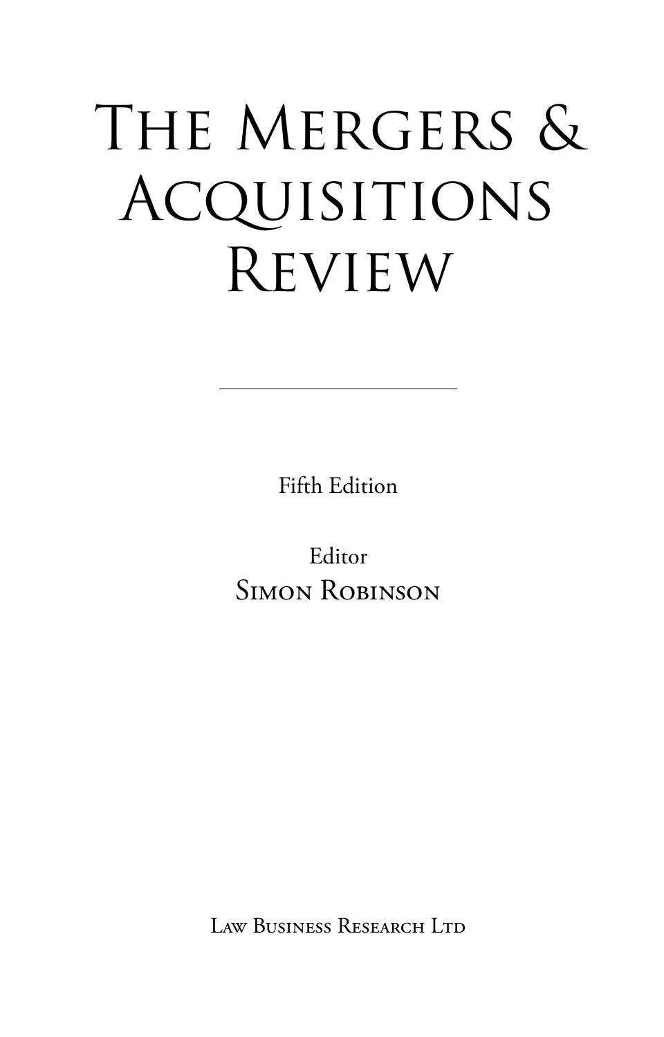# The Mergers & Acquisitions Review

---

Fifth Edition

Editor
Simon Robinson

Law Business Research Ltd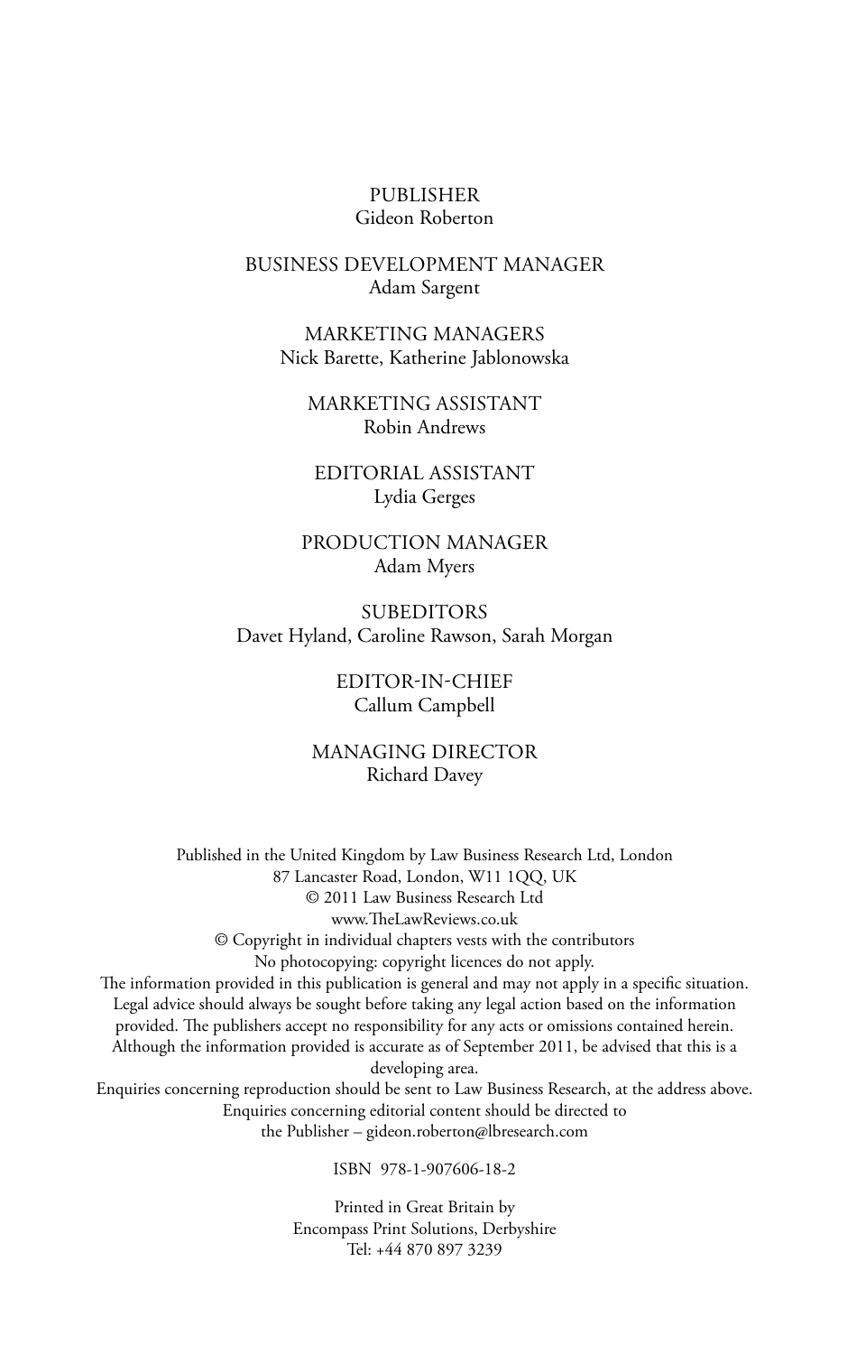PUBLISHER
Gideon Roberton

BUSINESS DEVELOPMENT MANAGER
Adam Sargent

MARKETING MANAGERS
Nick Barette, Katherine Jablonowska

MARKETING ASSISTANT
Robin Andrews

EDITORIAL ASSISTANT
Lydia Gerges

PRODUCTION MANAGER
Adam Myers

SUBEDITORS
Davet Hyland, Caroline Rawson, Sarah Morgan

EDITOR-IN-CHIEF
Callum Campbell

MANAGING DIRECTOR
Richard Davey

Published in the United Kingdom by Law Business Research Ltd, London
87 Lancaster Road, London, W11 1QQ, UK
© 2011 Law Business Research Ltd
www.TheLawReviews.co.uk
© Copyright in individual chapters vests with the contributors
No photocopying: copyright licences do not apply.
The information provided in this publication is general and may not apply in a specific situation. Legal advice should always be sought before taking any legal action based on the information provided. The publishers accept no responsibility for any acts or omissions contained herein. Although the information provided is accurate as of September 2011, be advised that this is a developing area.
Enquiries concerning reproduction should be sent to Law Business Research, at the address above.
Enquiries concerning editorial content should be directed to
the Publisher – gideon.roberton@lbresearch.com

ISBN 978-1-907606-18-2

Printed in Great Britain by
Encompass Print Solutions, Derbyshire
Tel: +44 870 897 3239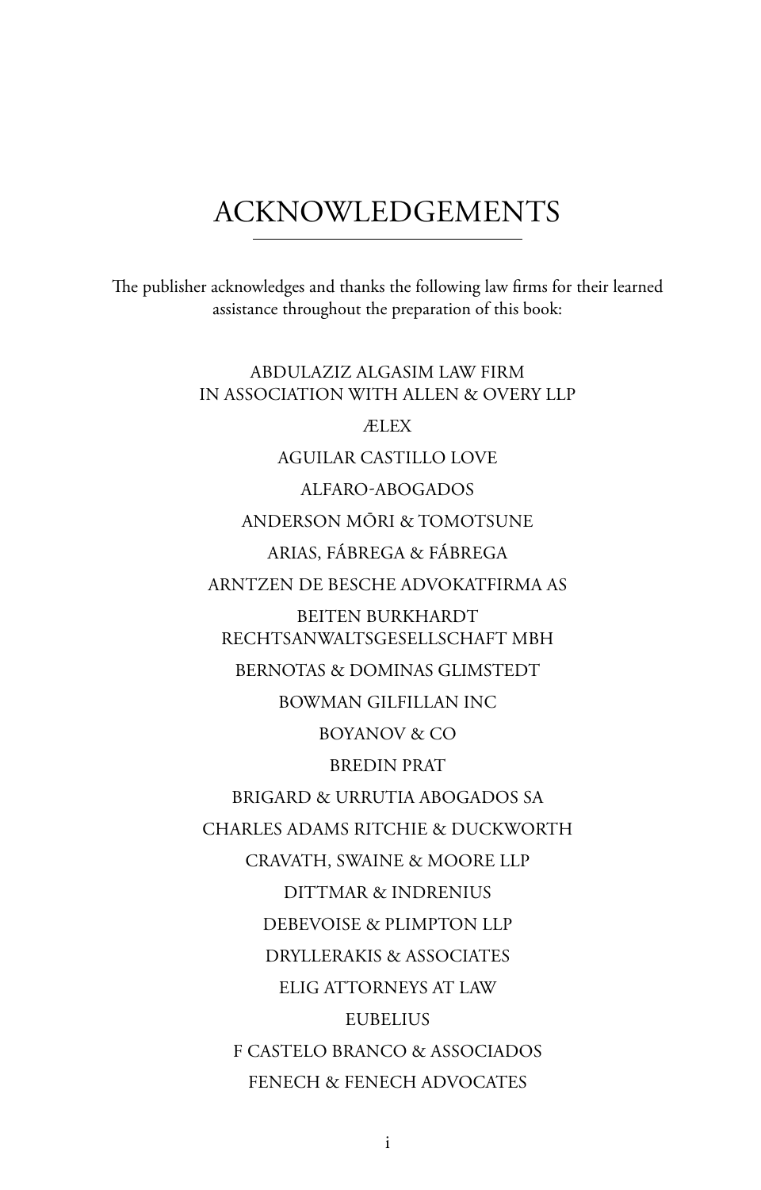# ACKNOWLEDGEMENTS

The publisher acknowledges and thanks the following law firms for their learned assistance throughout the preparation of this book:

ABDULAZIZ ALGASIM LAW FIRM
IN ASSOCIATION WITH ALLEN & OVERY LLP

ÆLEX

AGUILAR CASTILLO LOVE

ALFARO-ABOGADOS

ANDERSON MŌRI & TOMOTSUNE

ARIAS, FÁBREGA & FÁBREGA

ARNTZEN DE BESCHE ADVOKATFIRMA AS

BEITEN BURKHARDT
RECHTSANWALTSGESELLSCHAFT MBH

BERNOTAS & DOMINAS GLIMSTEDT

BOWMAN GILFILLAN INC

BOYANOV & CO

BREDIN PRAT

BRIGARD & URRUTIA ABOGADOS SA

CHARLES ADAMS RITCHIE & DUCKWORTH

CRAVATH, SWAINE & MOORE LLP

DITTMAR & INDRENIUS

DEBEVOISE & PLIMPTON LLP

DRYLLERAKIS & ASSOCIATES

ELIG ATTORNEYS AT LAW

EUBELIUS

F CASTELO BRANCO & ASSOCIADOS

FENECH & FENECH ADVOCATES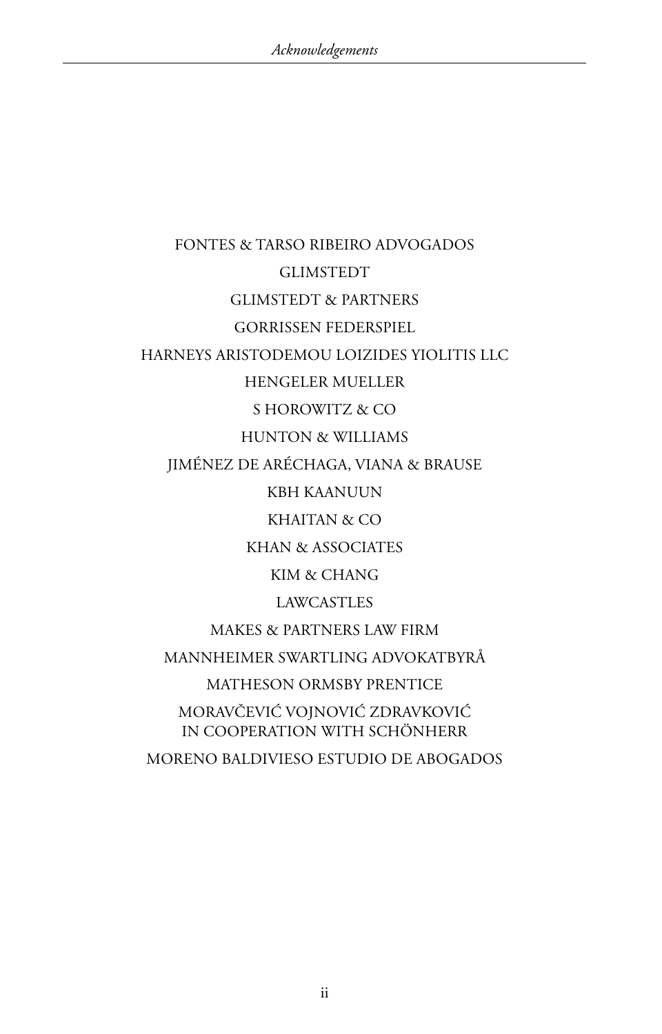FONTES & TARSO RIBEIRO ADVOGADOS

GLIMSTEDT

GLIMSTEDT & PARTNERS

GORRISSEN FEDERSPIEL

HARNEYS ARISTODEMOU LOIZIDES YIOLITIS LLC

HENGELER MUELLER

S HOROWITZ & CO

HUNTON & WILLIAMS

JIMÉNEZ DE ARÉCHAGA, VIANA & BRAUSE

KBH KAANUUN

KHAITAN & CO

KHAN & ASSOCIATES

KIM & CHANG

LAWCASTLES

MAKES & PARTNERS LAW FIRM

MANNHEIMER SWARTLING ADVOKATBYRÅ

MATHESON ORMSBY PRENTICE

MORAVČEVIĆ VOJNOVIĆ ZDRAVKOVIĆ
IN COOPERATION WITH SCHÖNHERR

MORENO BALDIVIESO ESTUDIO DE ABOGADOS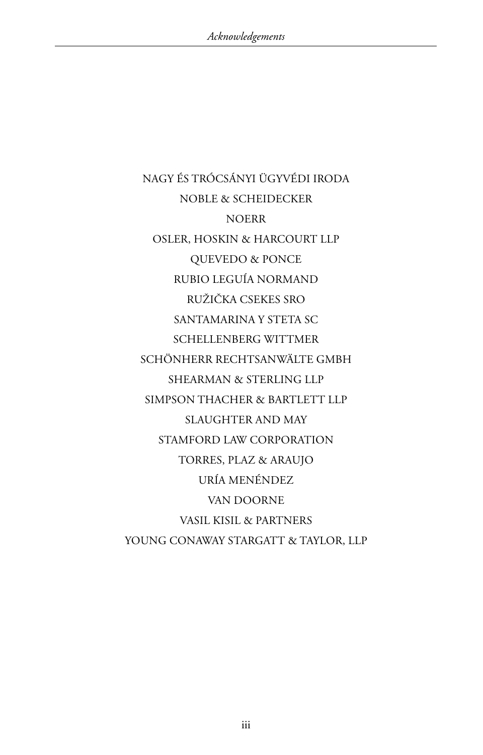NAGY ÉS TRÓCSÁNYI ÜGYVÉDI IRODA

NOBLE & SCHEIDECKER

NOERR

OSLER, HOSKIN & HARCOURT LLP

QUEVEDO & PONCE

RUBIO LEGUÍA NORMAND

RUŽIČKA CSEKES SRO

SANTAMARINA Y STETA SC

SCHELLENBERG WITTMER

SCHÖNHERR RECHTSANWÄLTE GMBH

SHEARMAN & STERLING LLP

SIMPSON THACHER & BARTLETT LLP

SLAUGHTER AND MAY

STAMFORD LAW CORPORATION

TORRES, PLAZ & ARAUJO

URÍA MENÉNDEZ

VAN DOORNE

VASIL KISIL & PARTNERS

YOUNG CONAWAY STARGATT & TAYLOR, LLP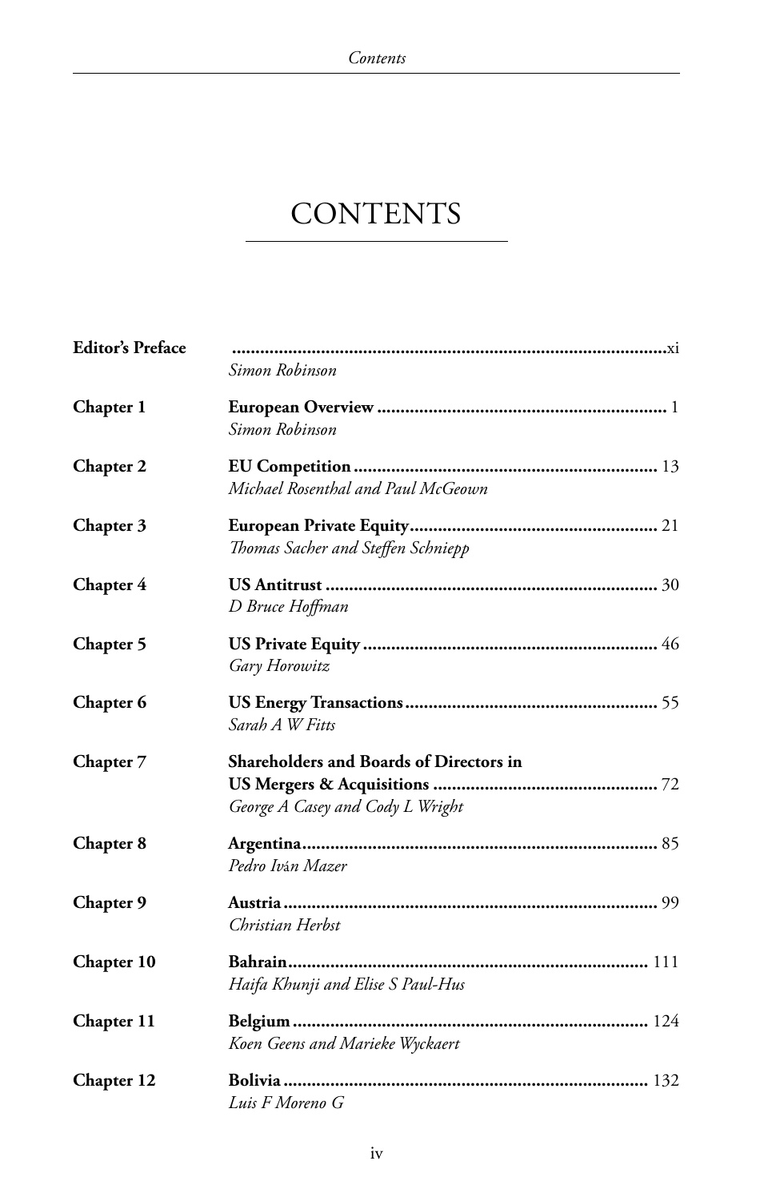# CONTENTS

| | | |
|---|---|---|
| **Editor's Preface** | *Simon Robinson* | xi |
| **Chapter 1** | **European Overview** *Simon Robinson* | 1 |
| **Chapter 2** | **EU Competition** *Michael Rosenthal and Paul McGeown* | 13 |
| **Chapter 3** | **European Private Equity** *Thomas Sacher and Steffen Schniepp* | 21 |
| **Chapter 4** | **US Antitrust** *D Bruce Hoffman* | 30 |
| **Chapter 5** | **US Private Equity** *Gary Horowitz* | 46 |
| **Chapter 6** | **US Energy Transactions** *Sarah A W Fitts* | 55 |
| **Chapter 7** | **Shareholders and Boards of Directors in US Mergers & Acquisitions** *George A Casey and Cody L Wright* | 72 |
| **Chapter 8** | **Argentina** *Pedro Iván Mazer* | 85 |
| **Chapter 9** | **Austria** *Christian Herbst* | 99 |
| **Chapter 10** | **Bahrain** *Haifa Khunji and Elise S Paul-Hus* | 111 |
| **Chapter 11** | **Belgium** *Koen Geens and Marieke Wyckaert* | 124 |
| **Chapter 12** | **Bolivia** *Luis F Moreno G* | 132 |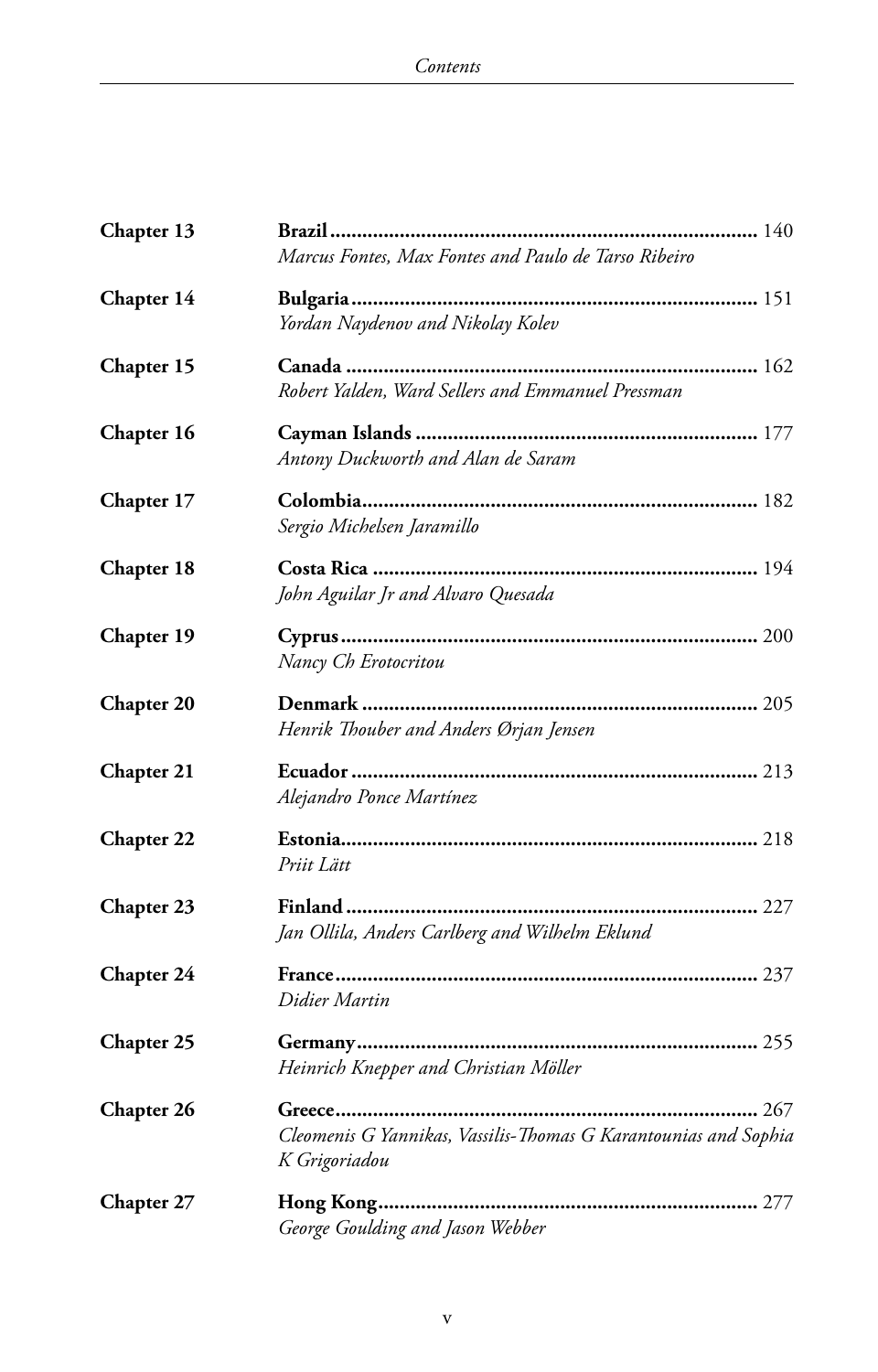| | | |
|---|---|---|
| **Chapter 13** | **Brazil** <br> *Marcus Fontes, Max Fontes and Paulo de Tarso Ribeiro* | 140 |
| **Chapter 14** | **Bulgaria** <br> *Yordan Naydenov and Nikolay Kolev* | 151 |
| **Chapter 15** | **Canada** <br> *Robert Yalden, Ward Sellers and Emmanuel Pressman* | 162 |
| **Chapter 16** | **Cayman Islands** <br> *Antony Duckworth and Alan de Saram* | 177 |
| **Chapter 17** | **Colombia** <br> *Sergio Michelsen Jaramillo* | 182 |
| **Chapter 18** | **Costa Rica** <br> *John Aguilar Jr and Alvaro Quesada* | 194 |
| **Chapter 19** | **Cyprus** <br> *Nancy Ch Erotocritou* | 200 |
| **Chapter 20** | **Denmark** <br> *Henrik Thouber and Anders Ørjan Jensen* | 205 |
| **Chapter 21** | **Ecuador** <br> *Alejandro Ponce Martínez* | 213 |
| **Chapter 22** | **Estonia** <br> *Priit Lätt* | 218 |
| **Chapter 23** | **Finland** <br> *Jan Ollila, Anders Carlberg and Wilhelm Eklund* | 227 |
| **Chapter 24** | **France** <br> *Didier Martin* | 237 |
| **Chapter 25** | **Germany** <br> *Heinrich Knepper and Christian Möller* | 255 |
| **Chapter 26** | **Greece** <br> *Cleomenis G Yannikas, Vassilis-Thomas G Karantounias and Sophia K Grigoriadou* | 267 |
| **Chapter 27** | **Hong Kong** <br> *George Goulding and Jason Webber* | 277 |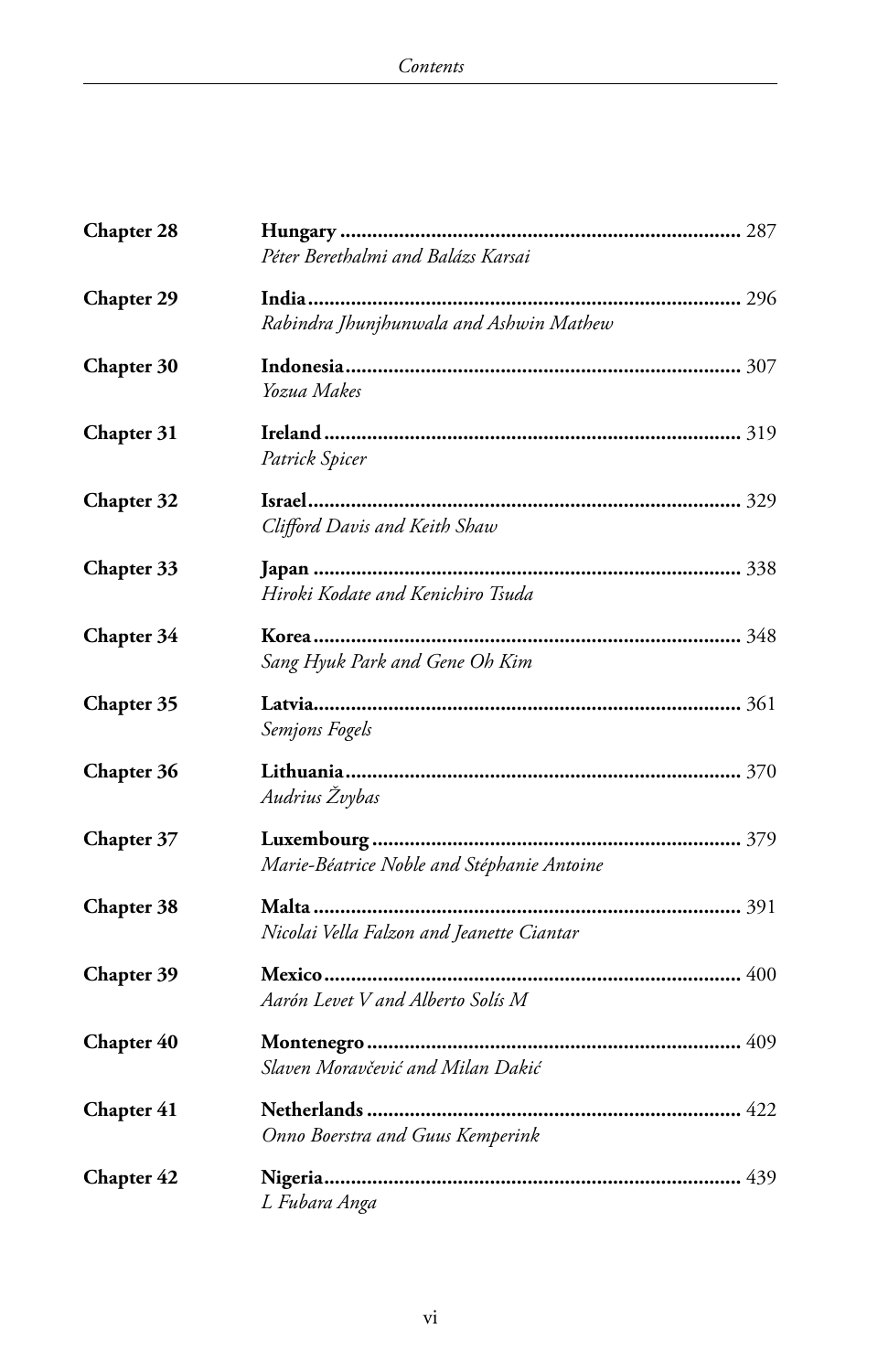**Chapter 28** **Hungary** ........................................................................ 287
*Péter Berethalmi and Balázs Karsai*

**Chapter 29** **India** .............................................................................. 296
*Rabindra Jhunjhunwala and Ashwin Mathew*

**Chapter 30** **Indonesia** ........................................................................ 307
*Yozua Makes*

**Chapter 31** **Ireland** ............................................................................ 319
*Patrick Spicer*

**Chapter 32** **Israel** .............................................................................. 329
*Clifford Davis and Keith Shaw*

**Chapter 33** **Japan** .............................................................................. 338
*Hiroki Kodate and Kenichiro Tsuda*

**Chapter 34** **Korea** .............................................................................. 348
*Sang Hyuk Park and Gene Oh Kim*

**Chapter 35** **Latvia** .............................................................................. 361
*Semjons Fogels*

**Chapter 36** **Lithuania** ........................................................................ 370
*Audrius Žvybas*

**Chapter 37** **Luxembourg** .................................................................... 379
*Marie-Béatrice Noble and Stéphanie Antoine*

**Chapter 38** **Malta** .............................................................................. 391
*Nicolai Vella Falzon and Jeanette Ciantar*

**Chapter 39** **Mexico** ............................................................................ 400
*Aarón Levet V and Alberto Solís M*

**Chapter 40** **Montenegro** .................................................................... 409
*Slaven Moravčević and Milan Dakić*

**Chapter 41** **Netherlands** .................................................................... 422
*Onno Boerstra and Guus Kemperink*

**Chapter 42** **Nigeria** ............................................................................ 439
*L Fubara Anga*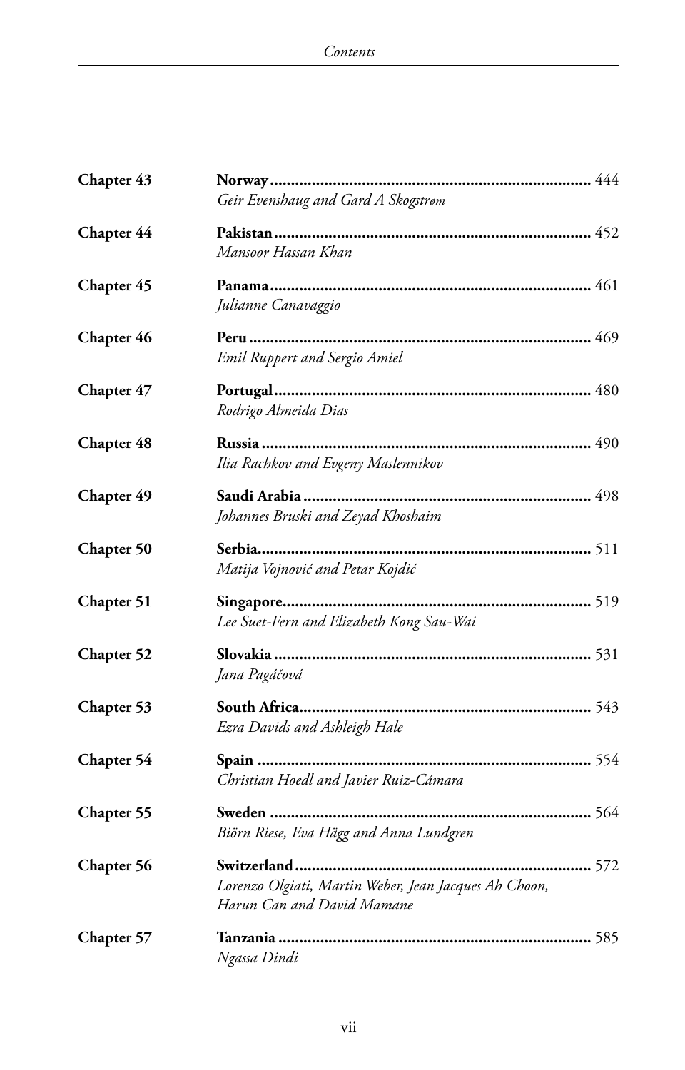| | | |
|---|---|---|
| **Chapter 43** | **Norway** <br> *Geir Evenshaug and Gard A Skogstrøm* | 444 |
| **Chapter 44** | **Pakistan** <br> *Mansoor Hassan Khan* | 452 |
| **Chapter 45** | **Panama** <br> *Julianne Canavaggio* | 461 |
| **Chapter 46** | **Peru** <br> *Emil Ruppert and Sergio Amiel* | 469 |
| **Chapter 47** | **Portugal** <br> *Rodrigo Almeida Dias* | 480 |
| **Chapter 48** | **Russia** <br> *Ilia Rachkov and Evgeny Maslennikov* | 490 |
| **Chapter 49** | **Saudi Arabia** <br> *Johannes Bruski and Zeyad Khoshaim* | 498 |
| **Chapter 50** | **Serbia** <br> *Matija Vojnović and Petar Kojdić* | 511 |
| **Chapter 51** | **Singapore** <br> *Lee Suet-Fern and Elizabeth Kong Sau-Wai* | 519 |
| **Chapter 52** | **Slovakia** <br> *Jana Pagáčová* | 531 |
| **Chapter 53** | **South Africa** <br> *Ezra Davids and Ashleigh Hale* | 543 |
| **Chapter 54** | **Spain** <br> *Christian Hoedl and Javier Ruiz-Cámara* | 554 |
| **Chapter 55** | **Sweden** <br> *Biörn Riese, Eva Hägg and Anna Lundgren* | 564 |
| **Chapter 56** | **Switzerland** <br> *Lorenzo Olgiati, Martin Weber, Jean Jacques Ah Choon, Harun Can and David Mamane* | 572 |
| **Chapter 57** | **Tanzania** <br> *Ngassa Dindi* | 585 |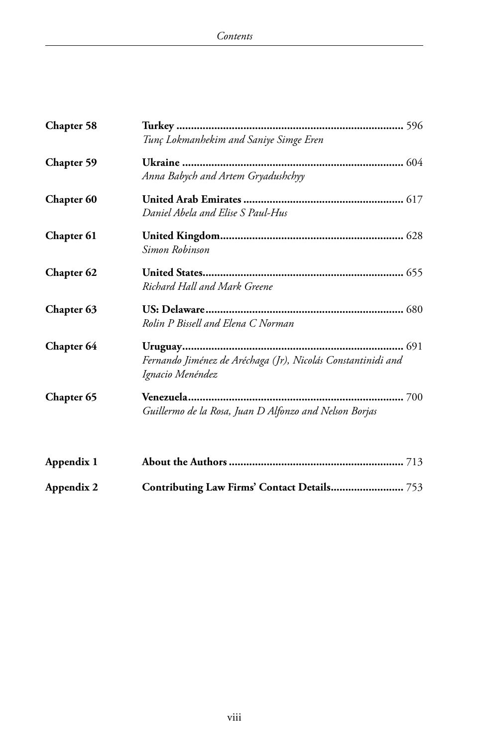| | | |
|---|---|---|
| **Chapter 58** | **Turkey** <br> *Tunç Lokmanhekim and Saniye Simge Eren* | 596 |
| **Chapter 59** | **Ukraine** <br> *Anna Babych and Artem Gryadushchyy* | 604 |
| **Chapter 60** | **United Arab Emirates** <br> *Daniel Abela and Elise S Paul-Hus* | 617 |
| **Chapter 61** | **United Kingdom** <br> *Simon Robinson* | 628 |
| **Chapter 62** | **United States** <br> *Richard Hall and Mark Greene* | 655 |
| **Chapter 63** | **US: Delaware** <br> *Rolin P Bissell and Elena C Norman* | 680 |
| **Chapter 64** | **Uruguay** <br> *Fernando Jiménez de Aréchaga (Jr), Nicolás Constantinidi and Ignacio Menéndez* | 691 |
| **Chapter 65** | **Venezuela** <br> *Guillermo de la Rosa, Juan D Alfonzo and Nelson Borjas* | 700 |
| **Appendix 1** | **About the Authors** | 713 |
| **Appendix 2** | **Contributing Law Firms' Contact Details** | 753 |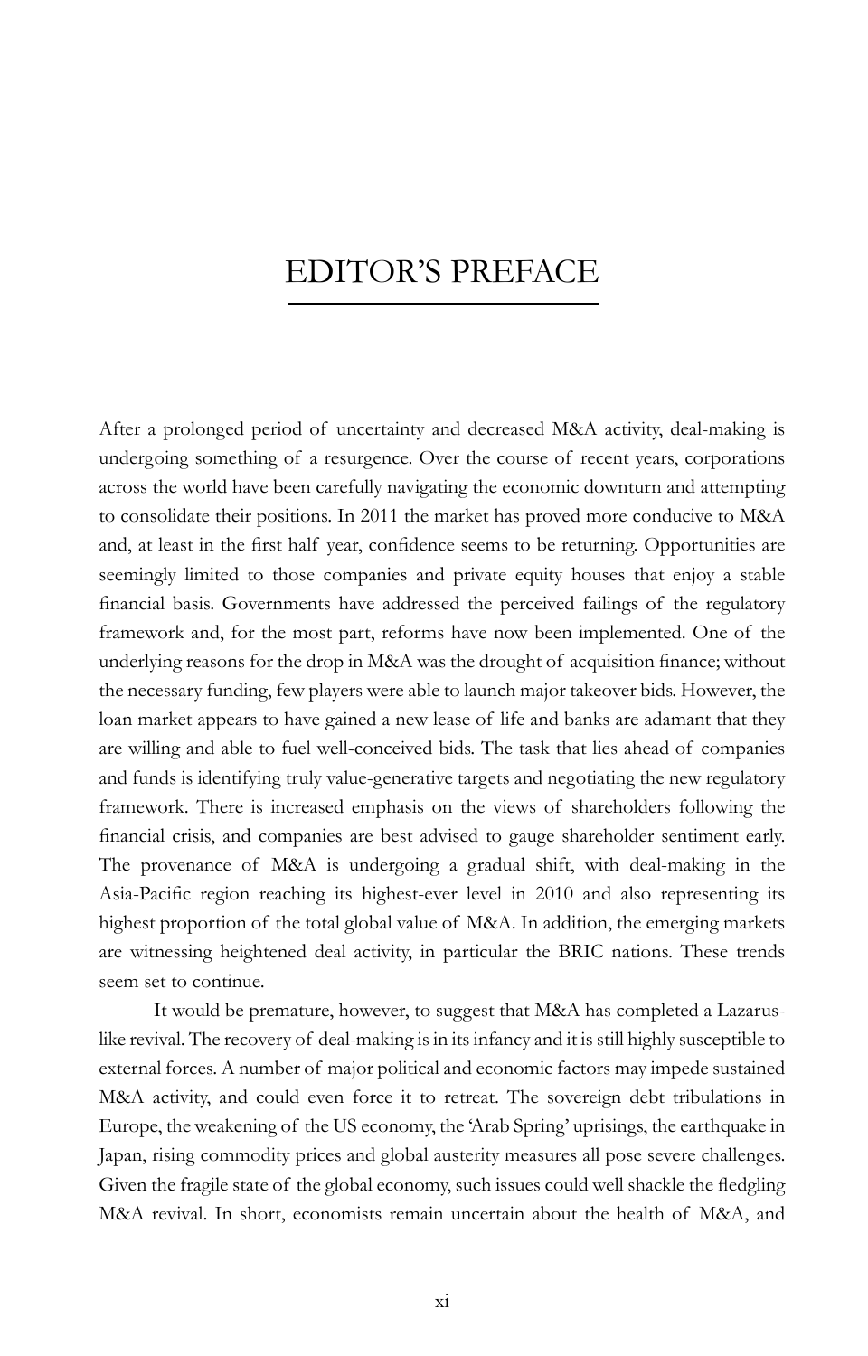# EDITOR'S PREFACE

After a prolonged period of uncertainty and decreased M&A activity, deal-making is undergoing something of a resurgence. Over the course of recent years, corporations across the world have been carefully navigating the economic downturn and attempting to consolidate their positions. In 2011 the market has proved more conducive to M&A and, at least in the first half year, confidence seems to be returning. Opportunities are seemingly limited to those companies and private equity houses that enjoy a stable financial basis. Governments have addressed the perceived failings of the regulatory framework and, for the most part, reforms have now been implemented. One of the underlying reasons for the drop in M&A was the drought of acquisition finance; without the necessary funding, few players were able to launch major takeover bids. However, the loan market appears to have gained a new lease of life and banks are adamant that they are willing and able to fuel well-conceived bids. The task that lies ahead of companies and funds is identifying truly value-generative targets and negotiating the new regulatory framework. There is increased emphasis on the views of shareholders following the financial crisis, and companies are best advised to gauge shareholder sentiment early. The provenance of M&A is undergoing a gradual shift, with deal-making in the Asia-Pacific region reaching its highest-ever level in 2010 and also representing its highest proportion of the total global value of M&A. In addition, the emerging markets are witnessing heightened deal activity, in particular the BRIC nations. These trends seem set to continue.

It would be premature, however, to suggest that M&A has completed a Lazarus-like revival. The recovery of deal-making is in its infancy and it is still highly susceptible to external forces. A number of major political and economic factors may impede sustained M&A activity, and could even force it to retreat. The sovereign debt tribulations in Europe, the weakening of the US economy, the 'Arab Spring' uprisings, the earthquake in Japan, rising commodity prices and global austerity measures all pose severe challenges. Given the fragile state of the global economy, such issues could well shackle the fledgling M&A revival. In short, economists remain uncertain about the health of M&A, and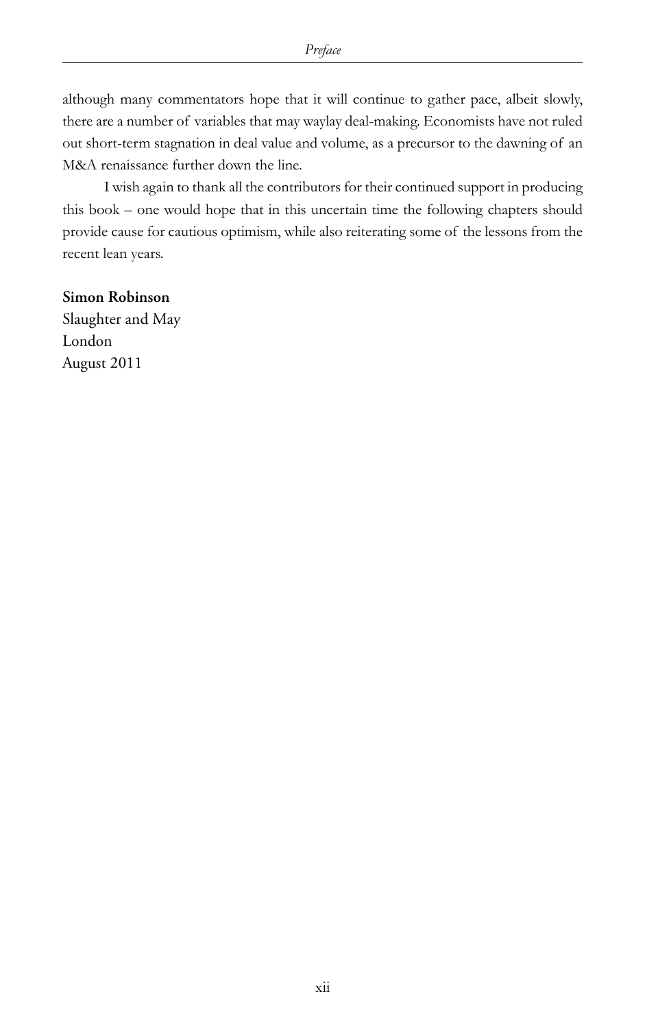although many commentators hope that it will continue to gather pace, albeit slowly, there are a number of variables that may waylay deal-making. Economists have not ruled out short-term stagnation in deal value and volume, as a precursor to the dawning of an M&A renaissance further down the line.

I wish again to thank all the contributors for their continued support in producing this book – one would hope that in this uncertain time the following chapters should provide cause for cautious optimism, while also reiterating some of the lessons from the recent lean years.

**Simon Robinson**
Slaughter and May
London
August 2011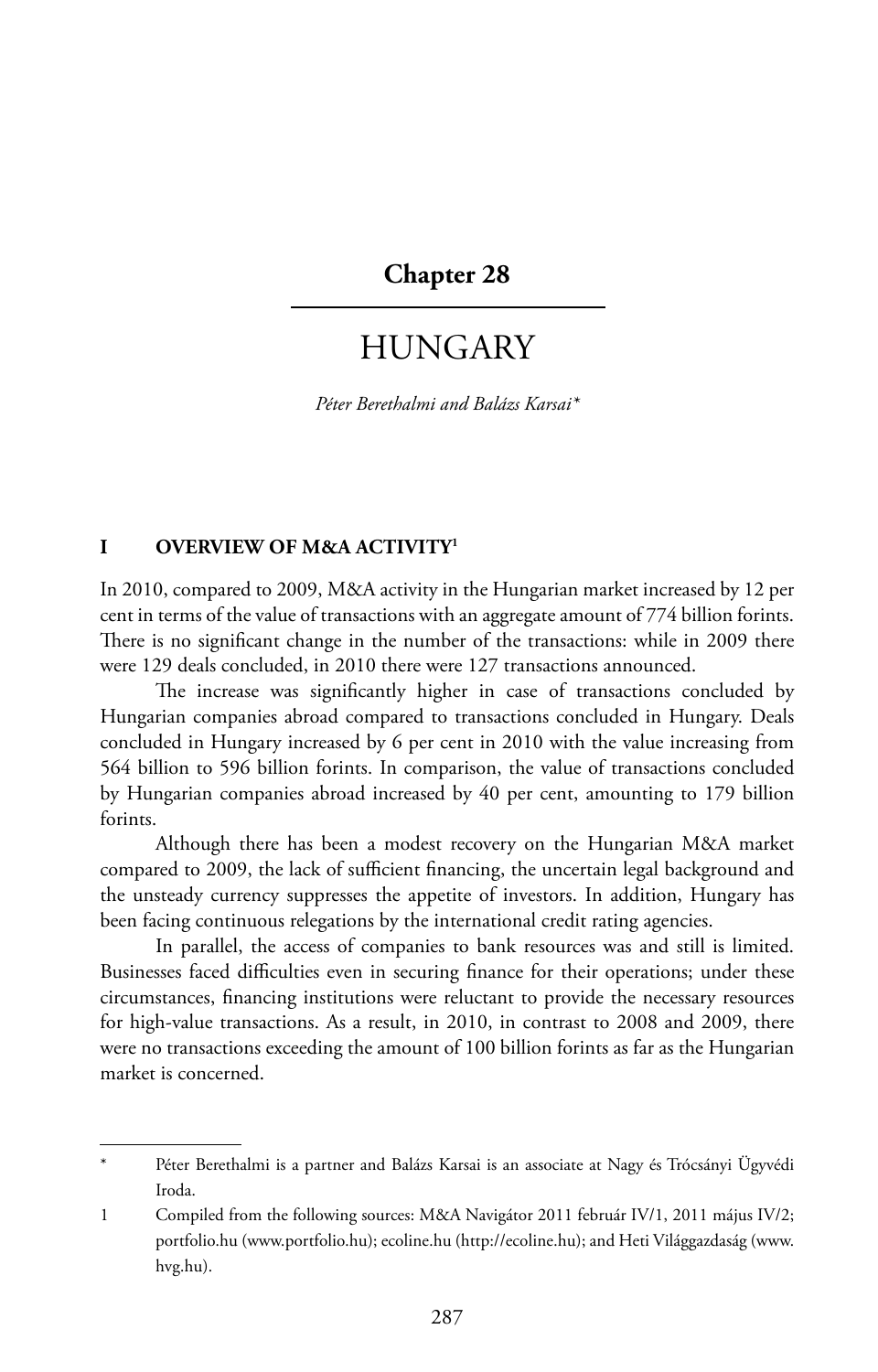# Chapter 28

# HUNGARY

*Péter Berethalmi and Balázs Karsai*[*]

## I OVERVIEW OF M&A ACTIVITY[1]

In 2010, compared to 2009, M&A activity in the Hungarian market increased by 12 per cent in terms of the value of transactions with an aggregate amount of 774 billion forints. There is no significant change in the number of the transactions: while in 2009 there were 129 deals concluded, in 2010 there were 127 transactions announced.

The increase was significantly higher in case of transactions concluded by Hungarian companies abroad compared to transactions concluded in Hungary. Deals concluded in Hungary increased by 6 per cent in 2010 with the value increasing from 564 billion to 596 billion forints. In comparison, the value of transactions concluded by Hungarian companies abroad increased by 40 per cent, amounting to 179 billion forints.

Although there has been a modest recovery on the Hungarian M&A market compared to 2009, the lack of sufficient financing, the uncertain legal background and the unsteady currency suppresses the appetite of investors. In addition, Hungary has been facing continuous relegations by the international credit rating agencies.

In parallel, the access of companies to bank resources was and still is limited. Businesses faced difficulties even in securing finance for their operations; under these circumstances, financing institutions were reluctant to provide the necessary resources for high-value transactions. As a result, in 2010, in contrast to 2008 and 2009, there were no transactions exceeding the amount of 100 billion forints as far as the Hungarian market is concerned.

---

\* Péter Berethalmi is a partner and Balázs Karsai is an associate at Nagy és Trócsányi Ügyvédi Iroda.

1 Compiled from the following sources: M&A Navigátor 2011 február IV/1, 2011 május IV/2; portfolio.hu (www.portfolio.hu); ecoline.hu (http://ecoline.hu); and Heti Világgazdaság (www.hvg.hu).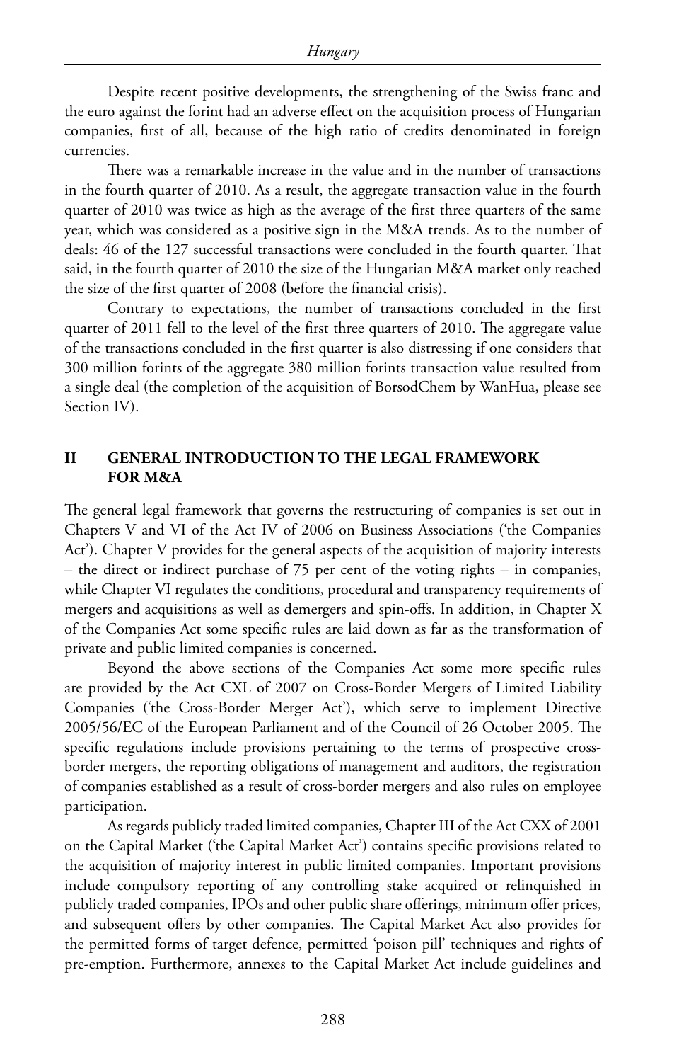Despite recent positive developments, the strengthening of the Swiss franc and the euro against the forint had an adverse effect on the acquisition process of Hungarian companies, first of all, because of the high ratio of credits denominated in foreign currencies.

There was a remarkable increase in the value and in the number of transactions in the fourth quarter of 2010. As a result, the aggregate transaction value in the fourth quarter of 2010 was twice as high as the average of the first three quarters of the same year, which was considered as a positive sign in the M&A trends. As to the number of deals: 46 of the 127 successful transactions were concluded in the fourth quarter. That said, in the fourth quarter of 2010 the size of the Hungarian M&A market only reached the size of the first quarter of 2008 (before the financial crisis).

Contrary to expectations, the number of transactions concluded in the first quarter of 2011 fell to the level of the first three quarters of 2010. The aggregate value of the transactions concluded in the first quarter is also distressing if one considers that 300 million forints of the aggregate 380 million forints transaction value resulted from a single deal (the completion of the acquisition of BorsodChem by WanHua, please see Section IV).

## II GENERAL INTRODUCTION TO THE LEGAL FRAMEWORK FOR M&A

The general legal framework that governs the restructuring of companies is set out in Chapters V and VI of the Act IV of 2006 on Business Associations ('the Companies Act'). Chapter V provides for the general aspects of the acquisition of majority interests – the direct or indirect purchase of 75 per cent of the voting rights – in companies, while Chapter VI regulates the conditions, procedural and transparency requirements of mergers and acquisitions as well as demergers and spin-offs. In addition, in Chapter X of the Companies Act some specific rules are laid down as far as the transformation of private and public limited companies is concerned.

Beyond the above sections of the Companies Act some more specific rules are provided by the Act CXL of 2007 on Cross-Border Mergers of Limited Liability Companies ('the Cross-Border Merger Act'), which serve to implement Directive 2005/56/EC of the European Parliament and of the Council of 26 October 2005. The specific regulations include provisions pertaining to the terms of prospective cross-border mergers, the reporting obligations of management and auditors, the registration of companies established as a result of cross-border mergers and also rules on employee participation.

As regards publicly traded limited companies, Chapter III of the Act CXX of 2001 on the Capital Market ('the Capital Market Act') contains specific provisions related to the acquisition of majority interest in public limited companies. Important provisions include compulsory reporting of any controlling stake acquired or relinquished in publicly traded companies, IPOs and other public share offerings, minimum offer prices, and subsequent offers by other companies. The Capital Market Act also provides for the permitted forms of target defence, permitted 'poison pill' techniques and rights of pre-emption. Furthermore, annexes to the Capital Market Act include guidelines and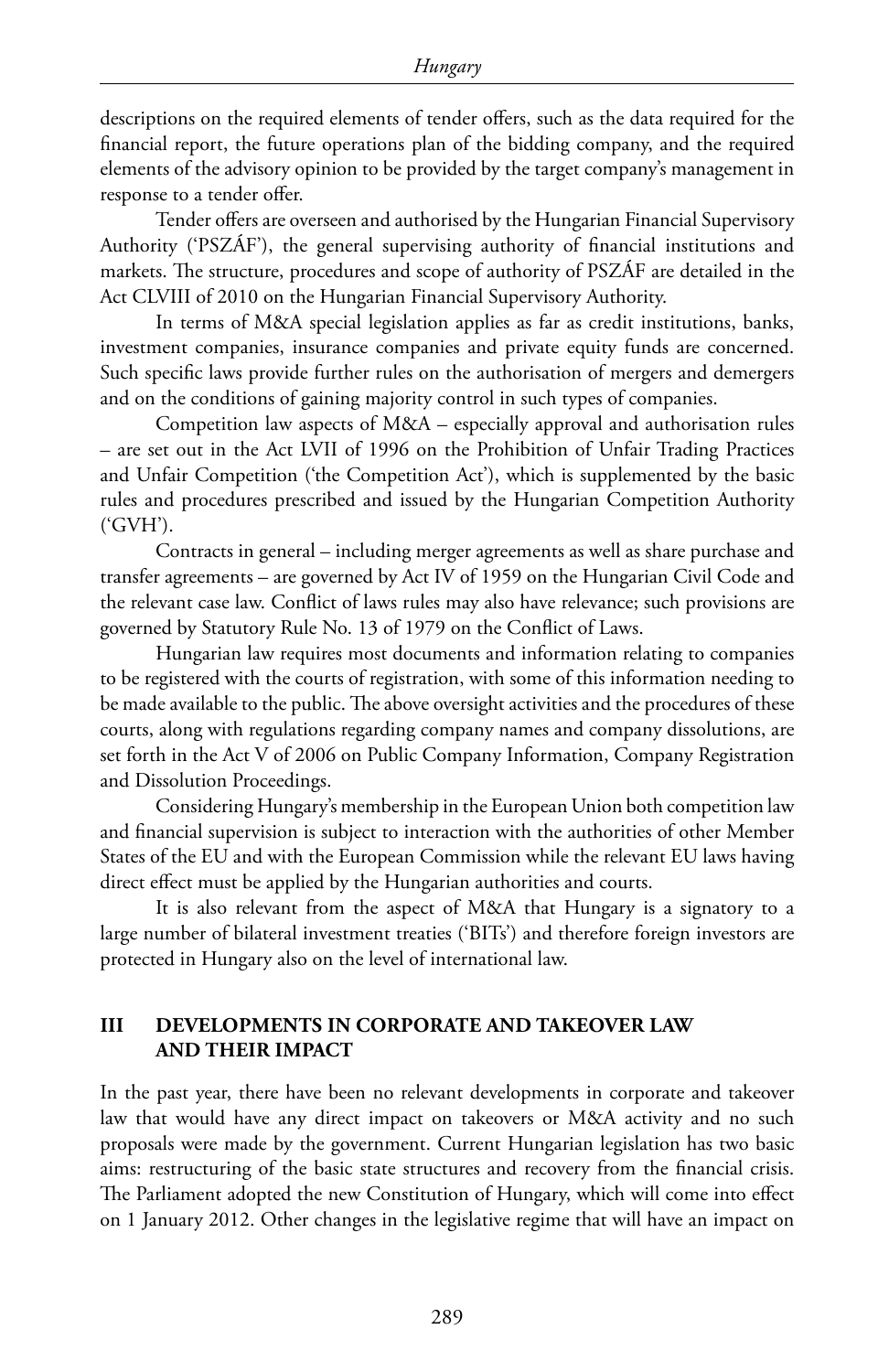descriptions on the required elements of tender offers, such as the data required for the financial report, the future operations plan of the bidding company, and the required elements of the advisory opinion to be provided by the target company's management in response to a tender offer.

Tender offers are overseen and authorised by the Hungarian Financial Supervisory Authority ('PSZÁF'), the general supervising authority of financial institutions and markets. The structure, procedures and scope of authority of PSZÁF are detailed in the Act CLVIII of 2010 on the Hungarian Financial Supervisory Authority.

In terms of M&A special legislation applies as far as credit institutions, banks, investment companies, insurance companies and private equity funds are concerned. Such specific laws provide further rules on the authorisation of mergers and demergers and on the conditions of gaining majority control in such types of companies.

Competition law aspects of M&A – especially approval and authorisation rules – are set out in the Act LVII of 1996 on the Prohibition of Unfair Trading Practices and Unfair Competition ('the Competition Act'), which is supplemented by the basic rules and procedures prescribed and issued by the Hungarian Competition Authority ('GVH').

Contracts in general – including merger agreements as well as share purchase and transfer agreements – are governed by Act IV of 1959 on the Hungarian Civil Code and the relevant case law. Conflict of laws rules may also have relevance; such provisions are governed by Statutory Rule No. 13 of 1979 on the Conflict of Laws.

Hungarian law requires most documents and information relating to companies to be registered with the courts of registration, with some of this information needing to be made available to the public. The above oversight activities and the procedures of these courts, along with regulations regarding company names and company dissolutions, are set forth in the Act V of 2006 on Public Company Information, Company Registration and Dissolution Proceedings.

Considering Hungary's membership in the European Union both competition law and financial supervision is subject to interaction with the authorities of other Member States of the EU and with the European Commission while the relevant EU laws having direct effect must be applied by the Hungarian authorities and courts.

It is also relevant from the aspect of M&A that Hungary is a signatory to a large number of bilateral investment treaties ('BITs') and therefore foreign investors are protected in Hungary also on the level of international law.

## III DEVELOPMENTS IN CORPORATE AND TAKEOVER LAW AND THEIR IMPACT

In the past year, there have been no relevant developments in corporate and takeover law that would have any direct impact on takeovers or M&A activity and no such proposals were made by the government. Current Hungarian legislation has two basic aims: restructuring of the basic state structures and recovery from the financial crisis. The Parliament adopted the new Constitution of Hungary, which will come into effect on 1 January 2012. Other changes in the legislative regime that will have an impact on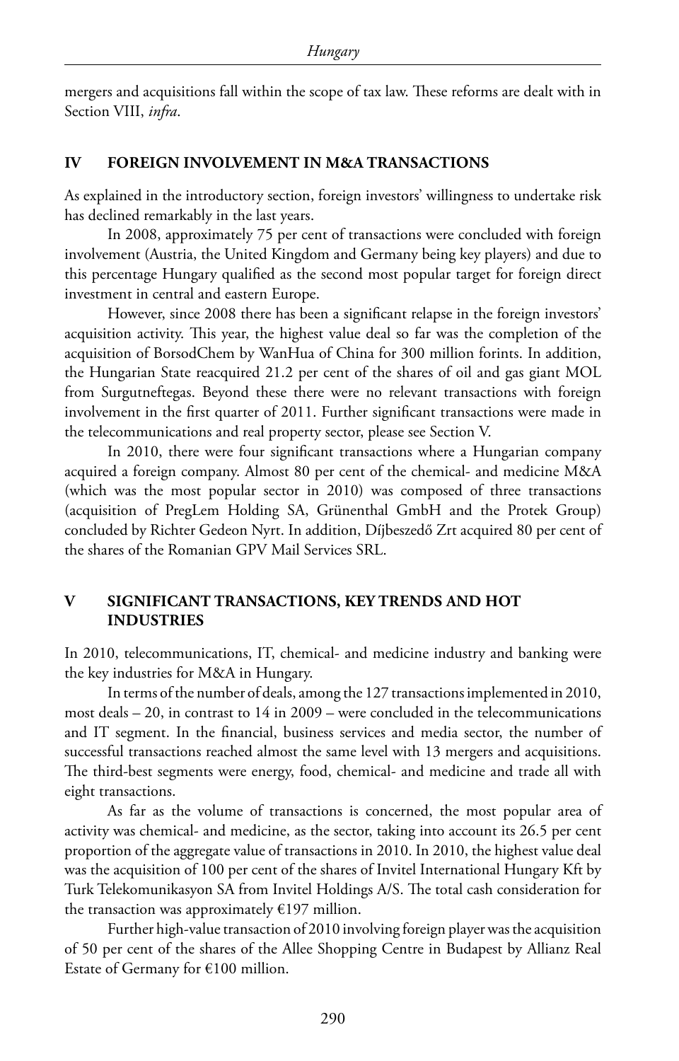mergers and acquisitions fall within the scope of tax law. These reforms are dealt with in Section VIII, *infra*.

## IV FOREIGN INVOLVEMENT IN M&A TRANSACTIONS

As explained in the introductory section, foreign investors' willingness to undertake risk has declined remarkably in the last years.

In 2008, approximately 75 per cent of transactions were concluded with foreign involvement (Austria, the United Kingdom and Germany being key players) and due to this percentage Hungary qualified as the second most popular target for foreign direct investment in central and eastern Europe.

However, since 2008 there has been a significant relapse in the foreign investors' acquisition activity. This year, the highest value deal so far was the completion of the acquisition of BorsodChem by WanHua of China for 300 million forints. In addition, the Hungarian State reacquired 21.2 per cent of the shares of oil and gas giant MOL from Surgutneftegas. Beyond these there were no relevant transactions with foreign involvement in the first quarter of 2011. Further significant transactions were made in the telecommunications and real property sector, please see Section V.

In 2010, there were four significant transactions where a Hungarian company acquired a foreign company. Almost 80 per cent of the chemical- and medicine M&A (which was the most popular sector in 2010) was composed of three transactions (acquisition of PregLem Holding SA, Grünenthal GmbH and the Protek Group) concluded by Richter Gedeon Nyrt. In addition, Díjbeszedő Zrt acquired 80 per cent of the shares of the Romanian GPV Mail Services SRL.

## V SIGNIFICANT TRANSACTIONS, KEY TRENDS AND HOT INDUSTRIES

In 2010, telecommunications, IT, chemical- and medicine industry and banking were the key industries for M&A in Hungary.

In terms of the number of deals, among the 127 transactions implemented in 2010, most deals – 20, in contrast to 14 in 2009 – were concluded in the telecommunications and IT segment. In the financial, business services and media sector, the number of successful transactions reached almost the same level with 13 mergers and acquisitions. The third-best segments were energy, food, chemical- and medicine and trade all with eight transactions.

As far as the volume of transactions is concerned, the most popular area of activity was chemical- and medicine, as the sector, taking into account its 26.5 per cent proportion of the aggregate value of transactions in 2010. In 2010, the highest value deal was the acquisition of 100 per cent of the shares of Invitel International Hungary Kft by Turk Telekomunikasyon SA from Invitel Holdings A/S. The total cash consideration for the transaction was approximately €197 million.

Further high-value transaction of 2010 involving foreign player was the acquisition of 50 per cent of the shares of the Allee Shopping Centre in Budapest by Allianz Real Estate of Germany for €100 million.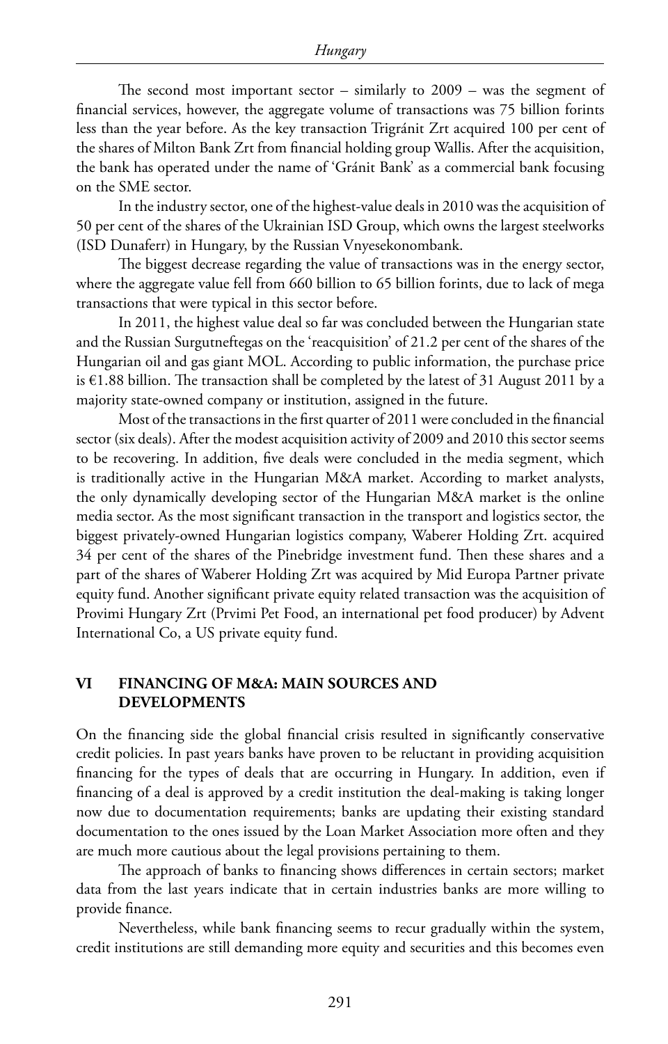The second most important sector – similarly to 2009 – was the segment of financial services, however, the aggregate volume of transactions was 75 billion forints less than the year before. As the key transaction Trigránit Zrt acquired 100 per cent of the shares of Milton Bank Zrt from financial holding group Wallis. After the acquisition, the bank has operated under the name of 'Gránit Bank' as a commercial bank focusing on the SME sector.

In the industry sector, one of the highest-value deals in 2010 was the acquisition of 50 per cent of the shares of the Ukrainian ISD Group, which owns the largest steelworks (ISD Dunaferr) in Hungary, by the Russian Vnyesekonombank.

The biggest decrease regarding the value of transactions was in the energy sector, where the aggregate value fell from 660 billion to 65 billion forints, due to lack of mega transactions that were typical in this sector before.

In 2011, the highest value deal so far was concluded between the Hungarian state and the Russian Surgutneftegas on the 'reacquisition' of 21.2 per cent of the shares of the Hungarian oil and gas giant MOL. According to public information, the purchase price is €1.88 billion. The transaction shall be completed by the latest of 31 August 2011 by a majority state-owned company or institution, assigned in the future.

Most of the transactions in the first quarter of 2011 were concluded in the financial sector (six deals). After the modest acquisition activity of 2009 and 2010 this sector seems to be recovering. In addition, five deals were concluded in the media segment, which is traditionally active in the Hungarian M&A market. According to market analysts, the only dynamically developing sector of the Hungarian M&A market is the online media sector. As the most significant transaction in the transport and logistics sector, the biggest privately-owned Hungarian logistics company, Waberer Holding Zrt. acquired 34 per cent of the shares of the Pinebridge investment fund. Then these shares and a part of the shares of Waberer Holding Zrt was acquired by Mid Europa Partner private equity fund. Another significant private equity related transaction was the acquisition of Provimi Hungary Zrt (Prvimi Pet Food, an international pet food producer) by Advent International Co, a US private equity fund.

## VI FINANCING OF M&A: MAIN SOURCES AND DEVELOPMENTS

On the financing side the global financial crisis resulted in significantly conservative credit policies. In past years banks have proven to be reluctant in providing acquisition financing for the types of deals that are occurring in Hungary. In addition, even if financing of a deal is approved by a credit institution the deal-making is taking longer now due to documentation requirements; banks are updating their existing standard documentation to the ones issued by the Loan Market Association more often and they are much more cautious about the legal provisions pertaining to them.

The approach of banks to financing shows differences in certain sectors; market data from the last years indicate that in certain industries banks are more willing to provide finance.

Nevertheless, while bank financing seems to recur gradually within the system, credit institutions are still demanding more equity and securities and this becomes even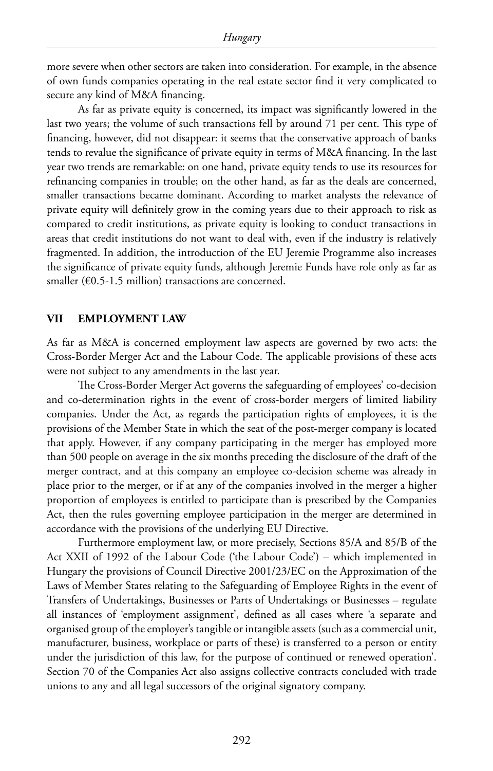more severe when other sectors are taken into consideration. For example, in the absence of own funds companies operating in the real estate sector find it very complicated to secure any kind of M&A financing.

As far as private equity is concerned, its impact was significantly lowered in the last two years; the volume of such transactions fell by around 71 per cent. This type of financing, however, did not disappear: it seems that the conservative approach of banks tends to revalue the significance of private equity in terms of M&A financing. In the last year two trends are remarkable: on one hand, private equity tends to use its resources for refinancing companies in trouble; on the other hand, as far as the deals are concerned, smaller transactions became dominant. According to market analysts the relevance of private equity will definitely grow in the coming years due to their approach to risk as compared to credit institutions, as private equity is looking to conduct transactions in areas that credit institutions do not want to deal with, even if the industry is relatively fragmented. In addition, the introduction of the EU Jeremie Programme also increases the significance of private equity funds, although Jeremie Funds have role only as far as smaller (€0.5-1.5 million) transactions are concerned.

## VII EMPLOYMENT LAW

As far as M&A is concerned employment law aspects are governed by two acts: the Cross-Border Merger Act and the Labour Code. The applicable provisions of these acts were not subject to any amendments in the last year.

The Cross-Border Merger Act governs the safeguarding of employees' co-decision and co-determination rights in the event of cross-border mergers of limited liability companies. Under the Act, as regards the participation rights of employees, it is the provisions of the Member State in which the seat of the post-merger company is located that apply. However, if any company participating in the merger has employed more than 500 people on average in the six months preceding the disclosure of the draft of the merger contract, and at this company an employee co-decision scheme was already in place prior to the merger, or if at any of the companies involved in the merger a higher proportion of employees is entitled to participate than is prescribed by the Companies Act, then the rules governing employee participation in the merger are determined in accordance with the provisions of the underlying EU Directive.

Furthermore employment law, or more precisely, Sections 85/A and 85/B of the Act XXII of 1992 of the Labour Code ('the Labour Code') – which implemented in Hungary the provisions of Council Directive 2001/23/EC on the Approximation of the Laws of Member States relating to the Safeguarding of Employee Rights in the event of Transfers of Undertakings, Businesses or Parts of Undertakings or Businesses – regulate all instances of 'employment assignment', defined as all cases where 'a separate and organised group of the employer's tangible or intangible assets (such as a commercial unit, manufacturer, business, workplace or parts of these) is transferred to a person or entity under the jurisdiction of this law, for the purpose of continued or renewed operation'. Section 70 of the Companies Act also assigns collective contracts concluded with trade unions to any and all legal successors of the original signatory company.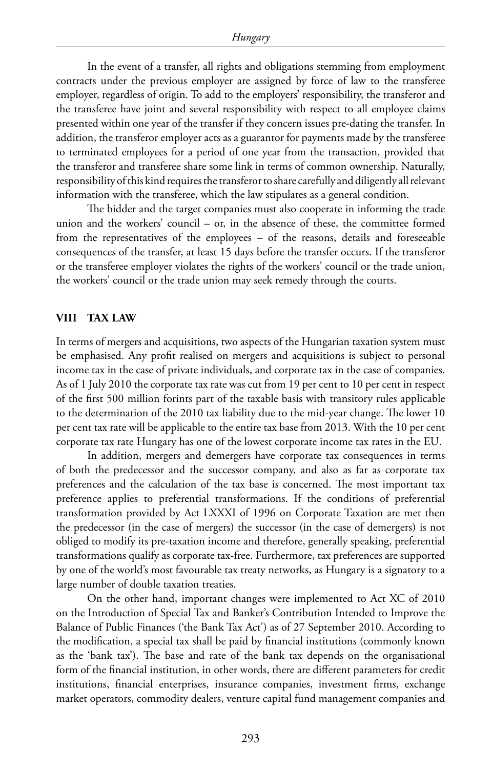In the event of a transfer, all rights and obligations stemming from employment contracts under the previous employer are assigned by force of law to the transferee employer, regardless of origin. To add to the employers' responsibility, the transferor and the transferee have joint and several responsibility with respect to all employee claims presented within one year of the transfer if they concern issues pre-dating the transfer. In addition, the transferor employer acts as a guarantor for payments made by the transferee to terminated employees for a period of one year from the transaction, provided that the transferor and transferee share some link in terms of common ownership. Naturally, responsibility of this kind requires the transferor to share carefully and diligently all relevant information with the transferee, which the law stipulates as a general condition.

The bidder and the target companies must also cooperate in informing the trade union and the workers' council – or, in the absence of these, the committee formed from the representatives of the employees – of the reasons, details and foreseeable consequences of the transfer, at least 15 days before the transfer occurs. If the transferor or the transferee employer violates the rights of the workers' council or the trade union, the workers' council or the trade union may seek remedy through the courts.

## VIII TAX LAW

In terms of mergers and acquisitions, two aspects of the Hungarian taxation system must be emphasised. Any profit realised on mergers and acquisitions is subject to personal income tax in the case of private individuals, and corporate tax in the case of companies. As of 1 July 2010 the corporate tax rate was cut from 19 per cent to 10 per cent in respect of the first 500 million forints part of the taxable basis with transitory rules applicable to the determination of the 2010 tax liability due to the mid-year change. The lower 10 per cent tax rate will be applicable to the entire tax base from 2013. With the 10 per cent corporate tax rate Hungary has one of the lowest corporate income tax rates in the EU.

In addition, mergers and demergers have corporate tax consequences in terms of both the predecessor and the successor company, and also as far as corporate tax preferences and the calculation of the tax base is concerned. The most important tax preference applies to preferential transformations. If the conditions of preferential transformation provided by Act LXXXI of 1996 on Corporate Taxation are met then the predecessor (in the case of mergers) the successor (in the case of demergers) is not obliged to modify its pre-taxation income and therefore, generally speaking, preferential transformations qualify as corporate tax-free. Furthermore, tax preferences are supported by one of the world's most favourable tax treaty networks, as Hungary is a signatory to a large number of double taxation treaties.

On the other hand, important changes were implemented to Act XC of 2010 on the Introduction of Special Tax and Banker's Contribution Intended to Improve the Balance of Public Finances ('the Bank Tax Act') as of 27 September 2010. According to the modification, a special tax shall be paid by financial institutions (commonly known as the 'bank tax'). The base and rate of the bank tax depends on the organisational form of the financial institution, in other words, there are different parameters for credit institutions, financial enterprises, insurance companies, investment firms, exchange market operators, commodity dealers, venture capital fund management companies and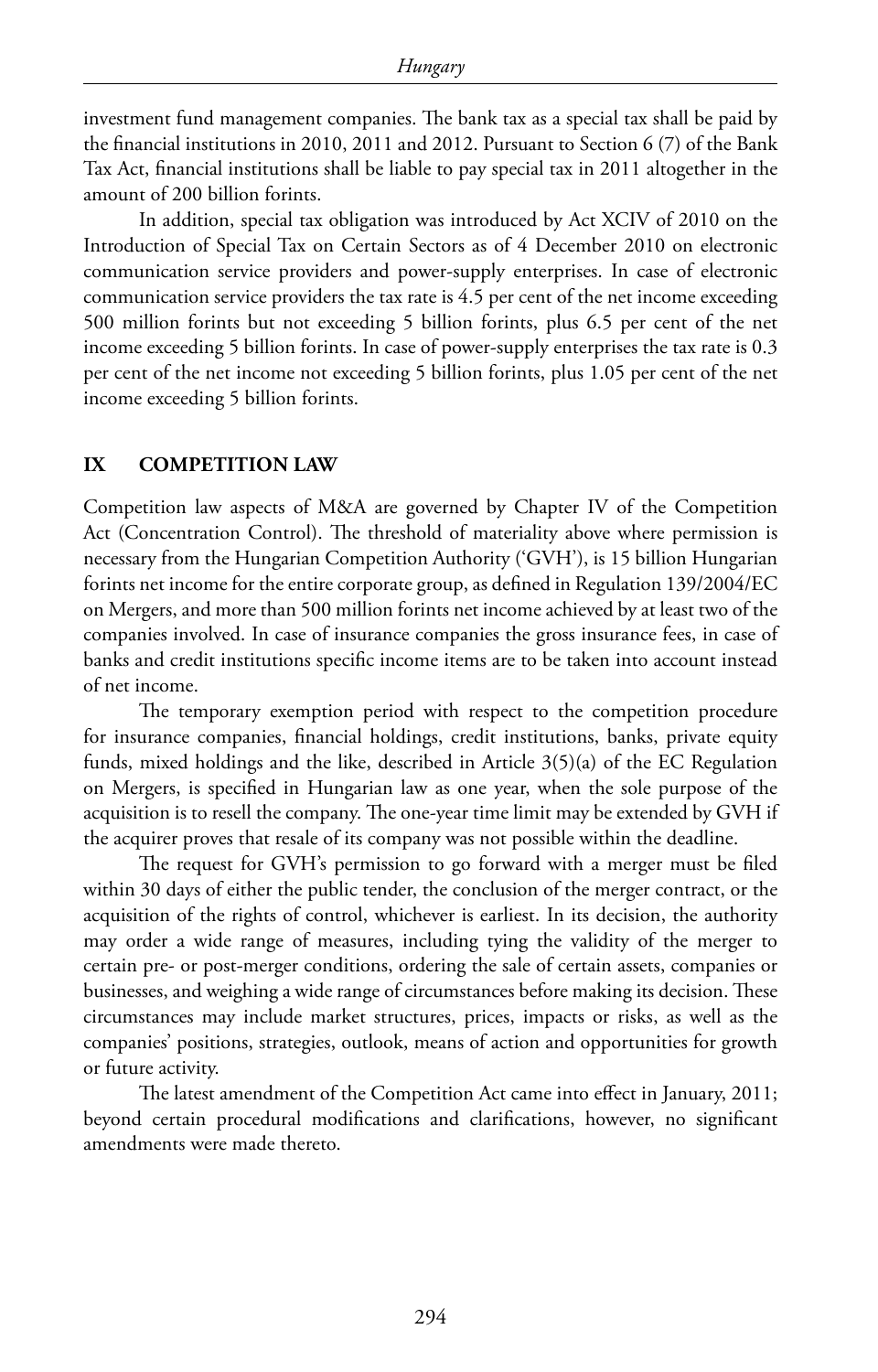investment fund management companies. The bank tax as a special tax shall be paid by the financial institutions in 2010, 2011 and 2012. Pursuant to Section 6 (7) of the Bank Tax Act, financial institutions shall be liable to pay special tax in 2011 altogether in the amount of 200 billion forints.

In addition, special tax obligation was introduced by Act XCIV of 2010 on the Introduction of Special Tax on Certain Sectors as of 4 December 2010 on electronic communication service providers and power-supply enterprises. In case of electronic communication service providers the tax rate is 4.5 per cent of the net income exceeding 500 million forints but not exceeding 5 billion forints, plus 6.5 per cent of the net income exceeding 5 billion forints. In case of power-supply enterprises the tax rate is 0.3 per cent of the net income not exceeding 5 billion forints, plus 1.05 per cent of the net income exceeding 5 billion forints.

## IX COMPETITION LAW

Competition law aspects of M&A are governed by Chapter IV of the Competition Act (Concentration Control). The threshold of materiality above where permission is necessary from the Hungarian Competition Authority ('GVH'), is 15 billion Hungarian forints net income for the entire corporate group, as defined in Regulation 139/2004/EC on Mergers, and more than 500 million forints net income achieved by at least two of the companies involved. In case of insurance companies the gross insurance fees, in case of banks and credit institutions specific income items are to be taken into account instead of net income.

The temporary exemption period with respect to the competition procedure for insurance companies, financial holdings, credit institutions, banks, private equity funds, mixed holdings and the like, described in Article 3(5)(a) of the EC Regulation on Mergers, is specified in Hungarian law as one year, when the sole purpose of the acquisition is to resell the company. The one-year time limit may be extended by GVH if the acquirer proves that resale of its company was not possible within the deadline.

The request for GVH's permission to go forward with a merger must be filed within 30 days of either the public tender, the conclusion of the merger contract, or the acquisition of the rights of control, whichever is earliest. In its decision, the authority may order a wide range of measures, including tying the validity of the merger to certain pre- or post-merger conditions, ordering the sale of certain assets, companies or businesses, and weighing a wide range of circumstances before making its decision. These circumstances may include market structures, prices, impacts or risks, as well as the companies' positions, strategies, outlook, means of action and opportunities for growth or future activity.

The latest amendment of the Competition Act came into effect in January, 2011; beyond certain procedural modifications and clarifications, however, no significant amendments were made thereto.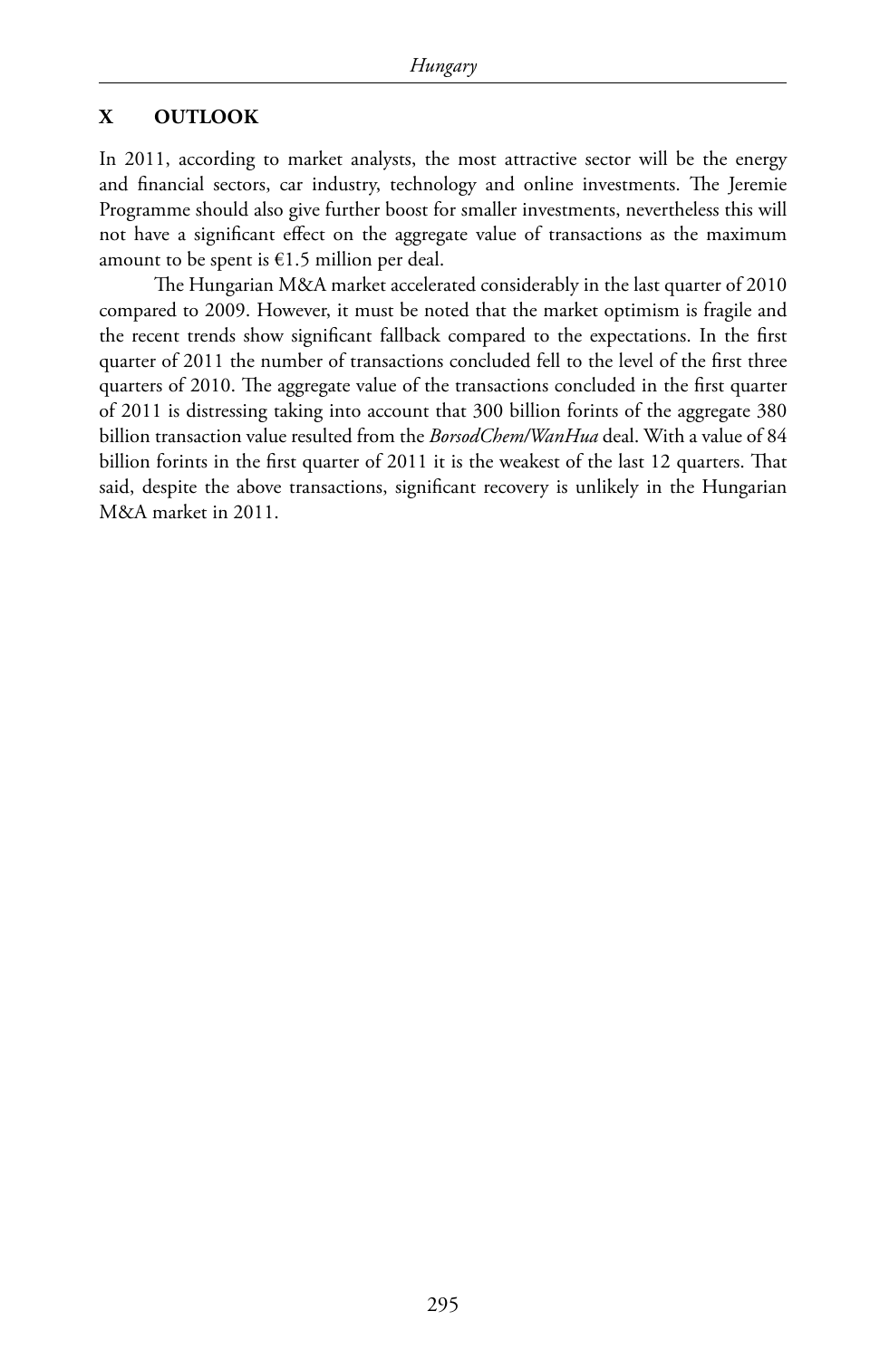## X OUTLOOK

In 2011, according to market analysts, the most attractive sector will be the energy and financial sectors, car industry, technology and online investments. The Jeremie Programme should also give further boost for smaller investments, nevertheless this will not have a significant effect on the aggregate value of transactions as the maximum amount to be spent is €1.5 million per deal.

The Hungarian M&A market accelerated considerably in the last quarter of 2010 compared to 2009. However, it must be noted that the market optimism is fragile and the recent trends show significant fallback compared to the expectations. In the first quarter of 2011 the number of transactions concluded fell to the level of the first three quarters of 2010. The aggregate value of the transactions concluded in the first quarter of 2011 is distressing taking into account that 300 billion forints of the aggregate 380 billion transaction value resulted from the *BorsodChem/WanHua* deal. With a value of 84 billion forints in the first quarter of 2011 it is the weakest of the last 12 quarters. That said, despite the above transactions, significant recovery is unlikely in the Hungarian M&A market in 2011.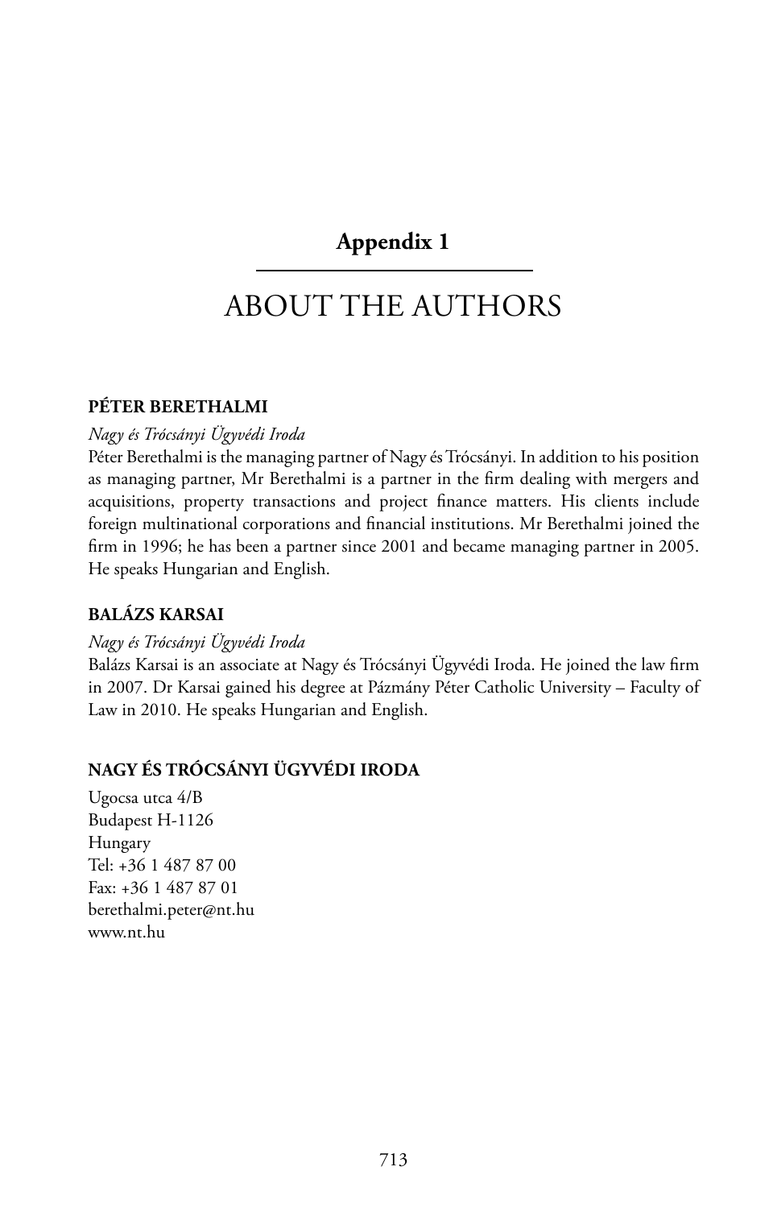## Appendix 1

# ABOUT THE AUTHORS

### PÉTER BERETHALMI

*Nagy és Trócsányi Ügyvédi Iroda*

Péter Berethalmi is the managing partner of Nagy és Trócsányi. In addition to his position as managing partner, Mr Berethalmi is a partner in the firm dealing with mergers and acquisitions, property transactions and project finance matters. His clients include foreign multinational corporations and financial institutions. Mr Berethalmi joined the firm in 1996; he has been a partner since 2001 and became managing partner in 2005. He speaks Hungarian and English.

### BALÁZS KARSAI

*Nagy és Trócsányi Ügyvédi Iroda*

Balázs Karsai is an associate at Nagy és Trócsányi Ügyvédi Iroda. He joined the law firm in 2007. Dr Karsai gained his degree at Pázmány Péter Catholic University – Faculty of Law in 2010. He speaks Hungarian and English.

### NAGY ÉS TRÓCSÁNYI ÜGYVÉDI IRODA

Ugocsa utca 4/B
Budapest H-1126
Hungary
Tel: +36 1 487 87 00
Fax: +36 1 487 87 01
berethalmi.peter@nt.hu
www.nt.hu